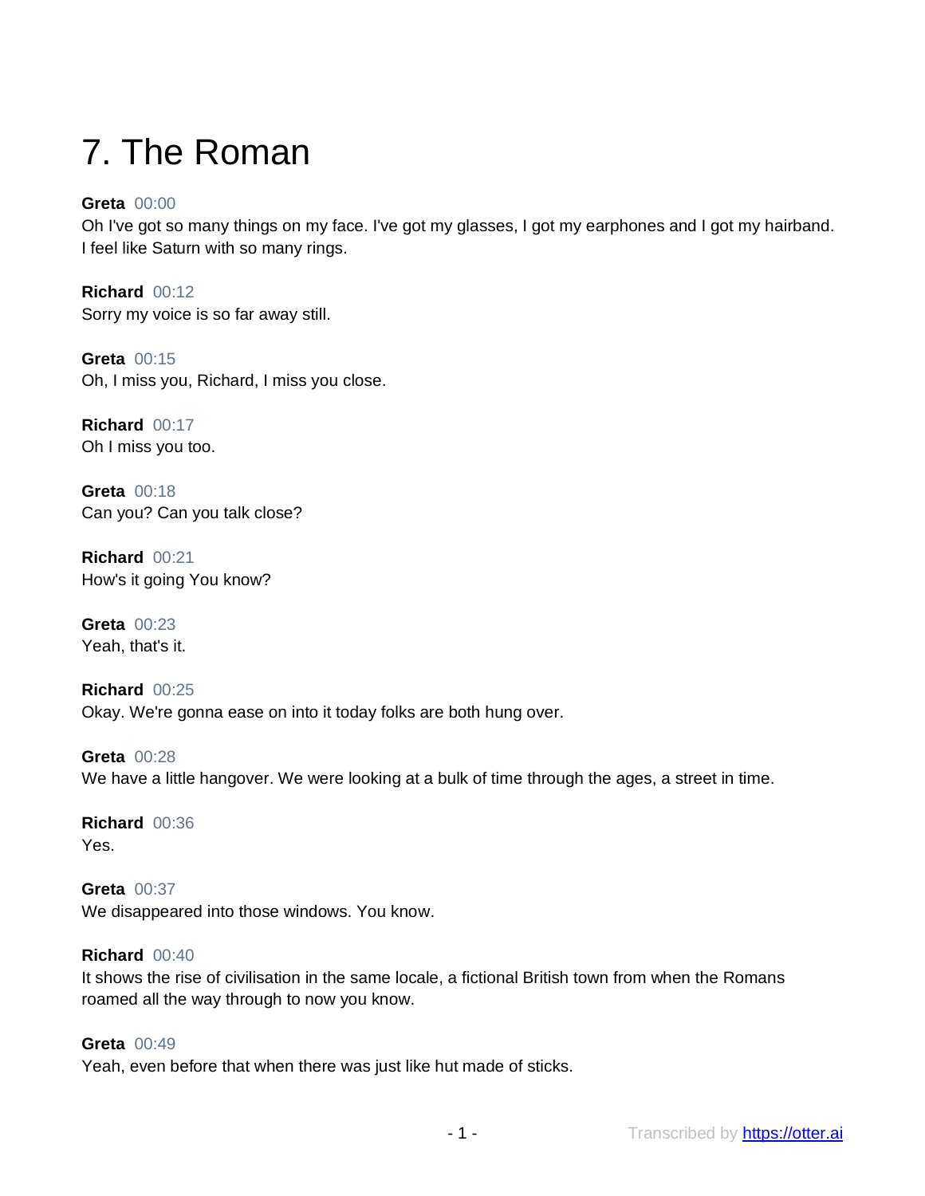# 7. The Roman

**Greta** 00:00
Oh I've got so many things on my face. I've got my glasses, I got my earphones and I got my hairband. I feel like Saturn with so many rings.

**Richard** 00:12
Sorry my voice is so far away still.

**Greta** 00:15
Oh, I miss you, Richard, I miss you close.

**Richard** 00:17
Oh I miss you too.

**Greta** 00:18
Can you? Can you talk close?

**Richard** 00:21
How's it going You know?

**Greta** 00:23
Yeah, that's it.

**Richard** 00:25
Okay. We're gonna ease on into it today folks are both hung over.

**Greta** 00:28
We have a little hangover. We were looking at a bulk of time through the ages, a street in time.

**Richard** 00:36
Yes.

**Greta** 00:37
We disappeared into those windows. You know.

**Richard** 00:40
It shows the rise of civilisation in the same locale, a fictional British town from when the Romans roamed all the way through to now you know.

**Greta** 00:49
Yeah, even before that when there was just like hut made of sticks.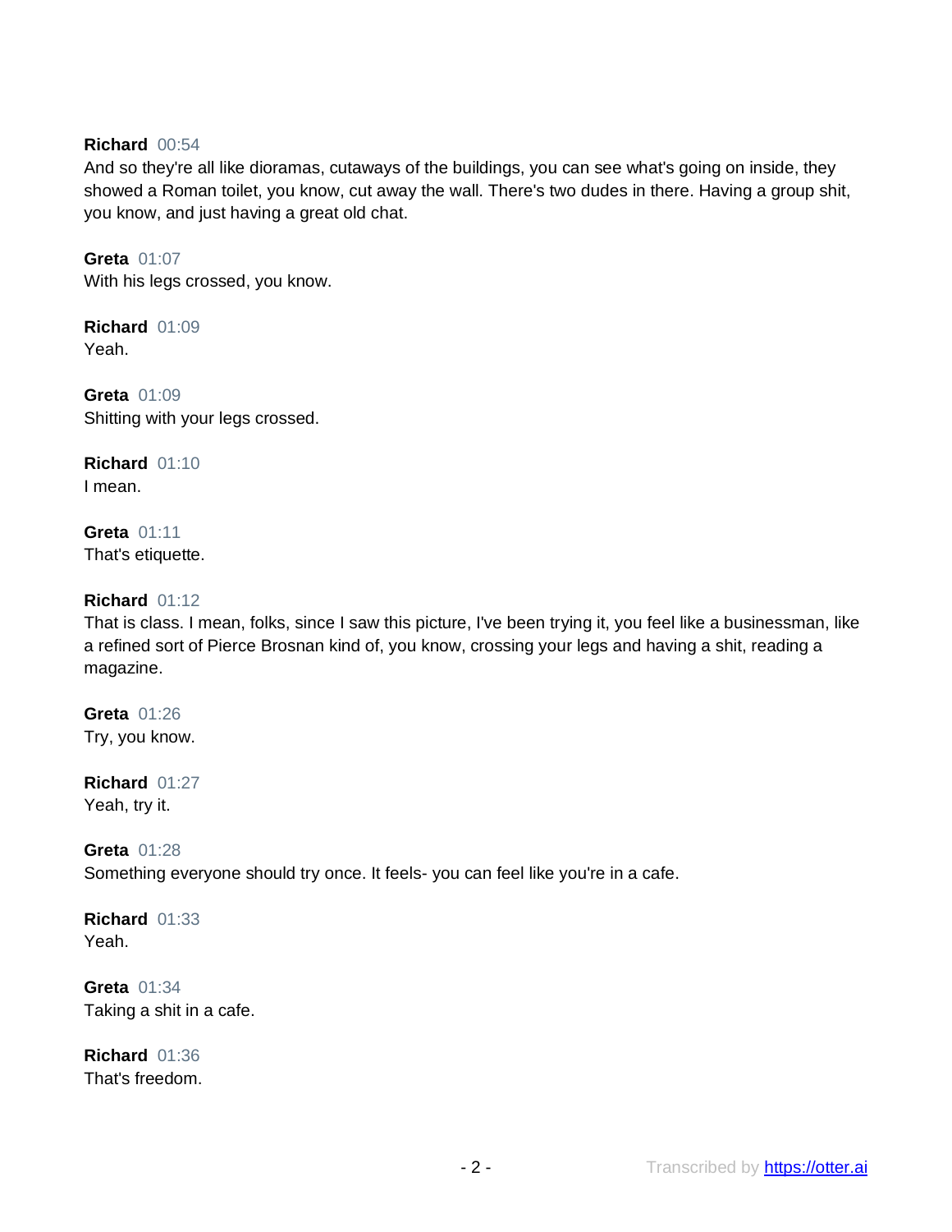**Richard** 00:54
And so they're all like dioramas, cutaways of the buildings, you can see what's going on inside, they showed a Roman toilet, you know, cut away the wall. There's two dudes in there. Having a group shit, you know, and just having a great old chat.

**Greta** 01:07
With his legs crossed, you know.

**Richard** 01:09
Yeah.

**Greta** 01:09
Shitting with your legs crossed.

**Richard** 01:10
I mean.

**Greta** 01:11
That's etiquette.

**Richard** 01:12
That is class. I mean, folks, since I saw this picture, I've been trying it, you feel like a businessman, like a refined sort of Pierce Brosnan kind of, you know, crossing your legs and having a shit, reading a magazine.

**Greta** 01:26
Try, you know.

**Richard** 01:27
Yeah, try it.

**Greta** 01:28
Something everyone should try once. It feels- you can feel like you're in a cafe.

**Richard** 01:33
Yeah.

**Greta** 01:34
Taking a shit in a cafe.

**Richard** 01:36
That's freedom.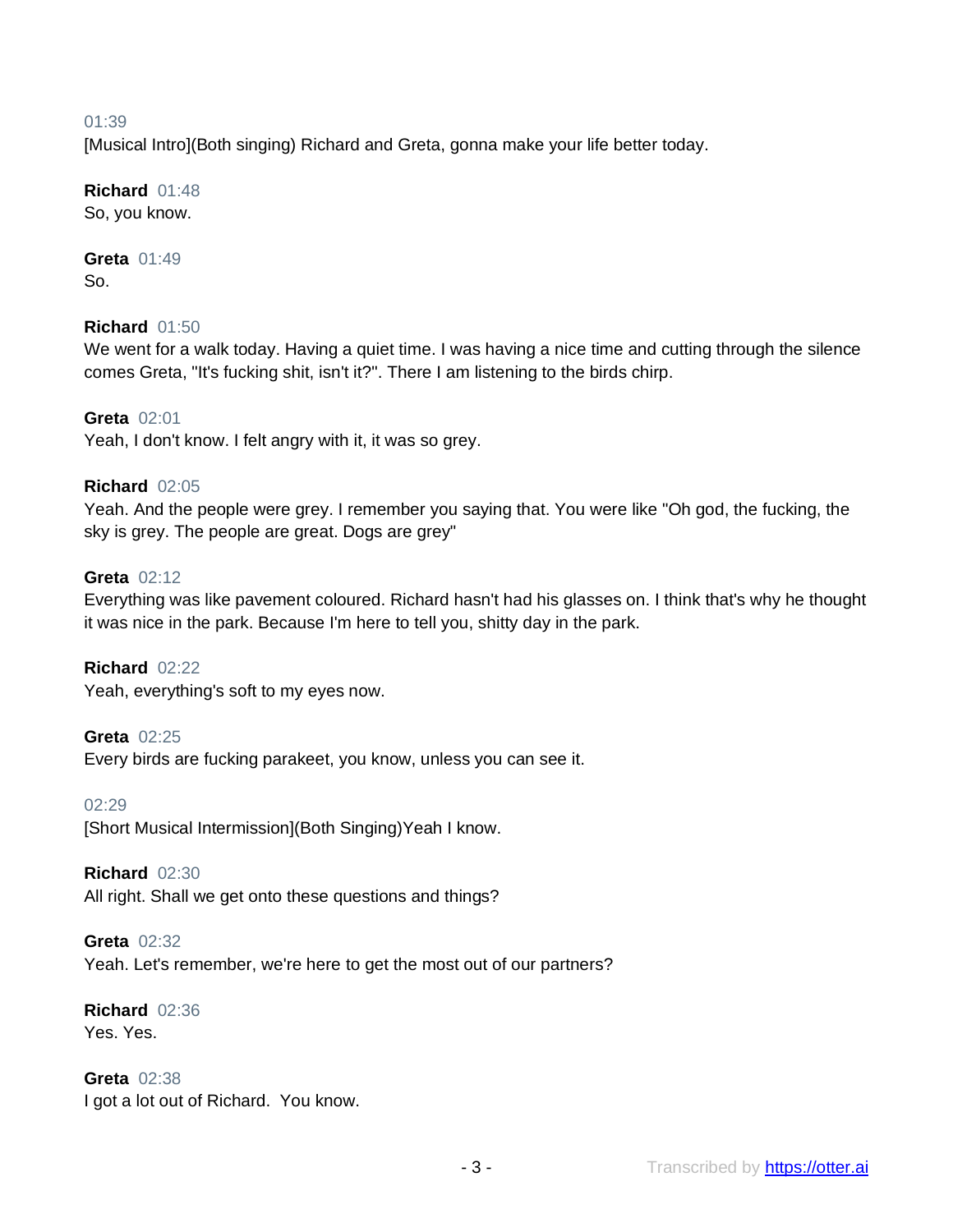01:39
[Musical Intro](Both singing) Richard and Greta, gonna make your life better today.

**Richard** 01:48
So, you know.

**Greta** 01:49
So.

**Richard** 01:50
We went for a walk today. Having a quiet time. I was having a nice time and cutting through the silence comes Greta, "It's fucking shit, isn't it?". There I am listening to the birds chirp.

**Greta** 02:01
Yeah, I don't know. I felt angry with it, it was so grey.

**Richard** 02:05
Yeah. And the people were grey. I remember you saying that. You were like "Oh god, the fucking, the sky is grey. The people are great. Dogs are grey"

**Greta** 02:12
Everything was like pavement coloured. Richard hasn't had his glasses on. I think that's why he thought it was nice in the park. Because I'm here to tell you, shitty day in the park.

**Richard** 02:22
Yeah, everything's soft to my eyes now.

**Greta** 02:25
Every birds are fucking parakeet, you know, unless you can see it.

02:29
[Short Musical Intermission](Both Singing)Yeah I know.

**Richard** 02:30
All right. Shall we get onto these questions and things?

**Greta** 02:32
Yeah. Let's remember, we're here to get the most out of our partners?

**Richard** 02:36
Yes. Yes.

**Greta** 02:38
I got a lot out of Richard. You know.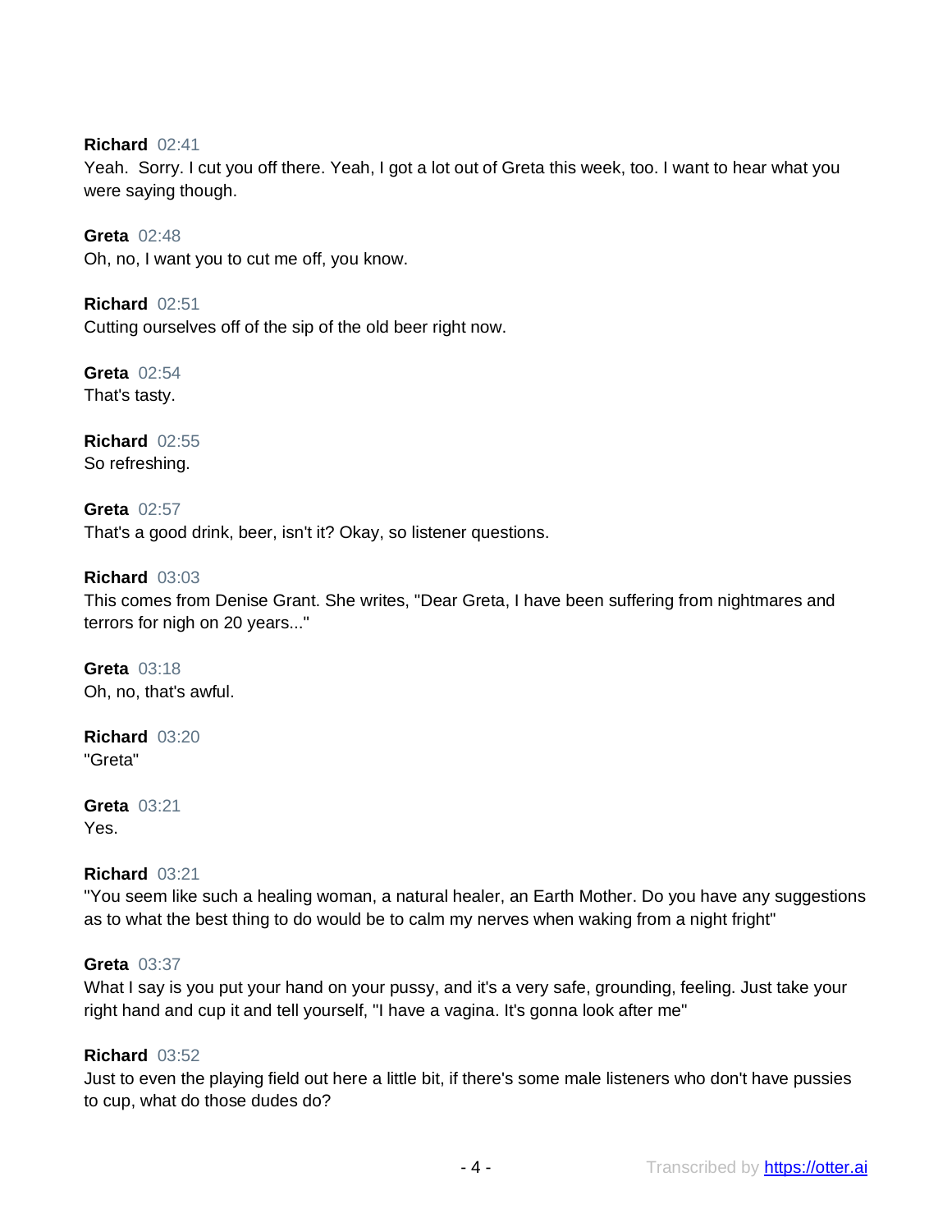**Richard** 02:41
Yeah.  Sorry. I cut you off there. Yeah, I got a lot out of Greta this week, too. I want to hear what you were saying though.

**Greta** 02:48
Oh, no, I want you to cut me off, you know.

**Richard** 02:51
Cutting ourselves off of the sip of the old beer right now.

**Greta** 02:54
That's tasty.

**Richard** 02:55
So refreshing.

**Greta** 02:57
That's a good drink, beer, isn't it? Okay, so listener questions.

**Richard** 03:03
This comes from Denise Grant. She writes, "Dear Greta, I have been suffering from nightmares and terrors for nigh on 20 years..."

**Greta** 03:18
Oh, no, that's awful.

**Richard** 03:20
"Greta"

**Greta** 03:21
Yes.

**Richard** 03:21
"You seem like such a healing woman, a natural healer, an Earth Mother. Do you have any suggestions as to what the best thing to do would be to calm my nerves when waking from a night fright"

**Greta** 03:37
What I say is you put your hand on your pussy, and it's a very safe, grounding, feeling. Just take your right hand and cup it and tell yourself, "I have a vagina. It's gonna look after me"

**Richard** 03:52
Just to even the playing field out here a little bit, if there's some male listeners who don't have pussies to cup, what do those dudes do?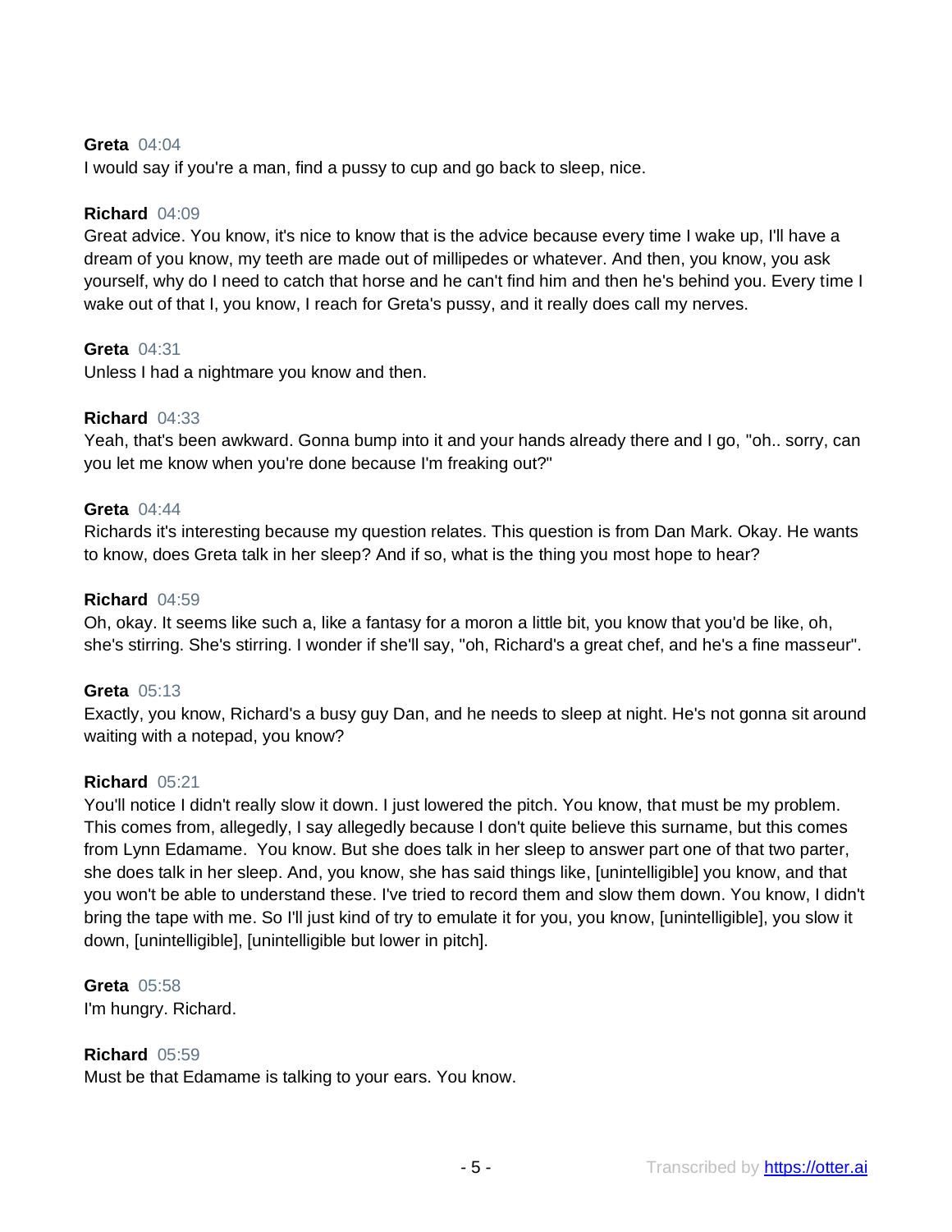**Greta** 04:04
I would say if you're a man, find a pussy to cup and go back to sleep, nice.

**Richard** 04:09
Great advice. You know, it's nice to know that is the advice because every time I wake up, I'll have a dream of you know, my teeth are made out of millipedes or whatever. And then, you know, you ask yourself, why do I need to catch that horse and he can't find him and then he's behind you. Every time I wake out of that I, you know, I reach for Greta's pussy, and it really does call my nerves.

**Greta** 04:31
Unless I had a nightmare you know and then.

**Richard** 04:33
Yeah, that's been awkward. Gonna bump into it and your hands already there and I go, "oh.. sorry, can you let me know when you're done because I'm freaking out?"

**Greta** 04:44
Richards it's interesting because my question relates. This question is from Dan Mark. Okay. He wants to know, does Greta talk in her sleep? And if so, what is the thing you most hope to hear?

**Richard** 04:59
Oh, okay. It seems like such a, like a fantasy for a moron a little bit, you know that you'd be like, oh, she's stirring. She's stirring. I wonder if she'll say, "oh, Richard's a great chef, and he's a fine masseur".

**Greta** 05:13
Exactly, you know, Richard's a busy guy Dan, and he needs to sleep at night. He's not gonna sit around waiting with a notepad, you know?

**Richard** 05:21
You'll notice I didn't really slow it down. I just lowered the pitch. You know, that must be my problem. This comes from, allegedly, I say allegedly because I don't quite believe this surname, but this comes from Lynn Edamame. You know. But she does talk in her sleep to answer part one of that two parter, she does talk in her sleep. And, you know, she has said things like, [unintelligible] you know, and that you won't be able to understand these. I've tried to record them and slow them down. You know, I didn't bring the tape with me. So I'll just kind of try to emulate it for you, you know, [unintelligible], you slow it down, [unintelligible], [unintelligible but lower in pitch].

**Greta** 05:58
I'm hungry. Richard.

**Richard** 05:59
Must be that Edamame is talking to your ears. You know.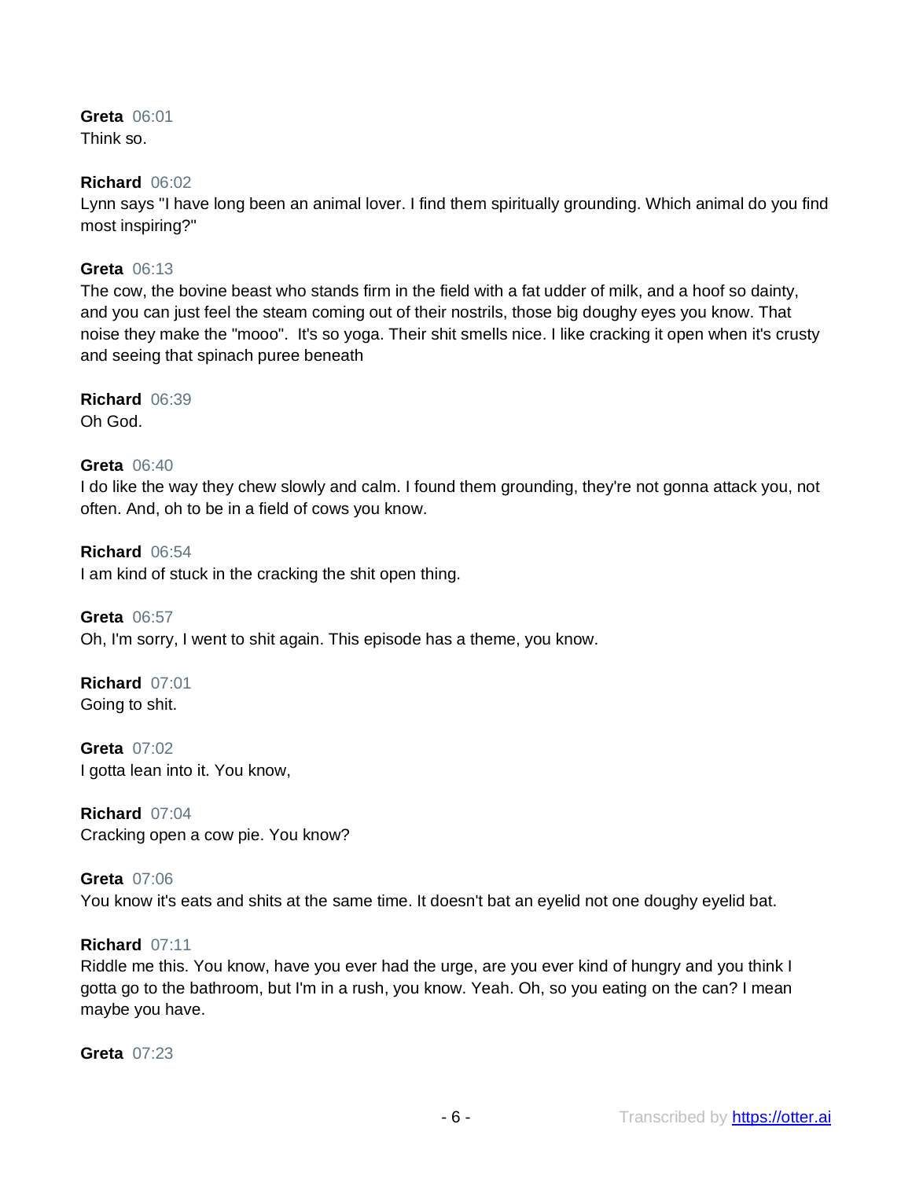**Greta** 06:01
Think so.

**Richard** 06:02
Lynn says "I have long been an animal lover. I find them spiritually grounding. Which animal do you find most inspiring?"

**Greta** 06:13
The cow, the bovine beast who stands firm in the field with a fat udder of milk, and a hoof so dainty, and you can just feel the steam coming out of their nostrils, those big doughy eyes you know. That noise they make the "mooo". It's so yoga. Their shit smells nice. I like cracking it open when it's crusty and seeing that spinach puree beneath

**Richard** 06:39
Oh God.

**Greta** 06:40
I do like the way they chew slowly and calm. I found them grounding, they're not gonna attack you, not often. And, oh to be in a field of cows you know.

**Richard** 06:54
I am kind of stuck in the cracking the shit open thing.

**Greta** 06:57
Oh, I'm sorry, I went to shit again. This episode has a theme, you know.

**Richard** 07:01
Going to shit.

**Greta** 07:02
I gotta lean into it. You know,

**Richard** 07:04
Cracking open a cow pie. You know?

**Greta** 07:06
You know it's eats and shits at the same time. It doesn't bat an eyelid not one doughy eyelid bat.

**Richard** 07:11
Riddle me this. You know, have you ever had the urge, are you ever kind of hungry and you think I gotta go to the bathroom, but I'm in a rush, you know. Yeah. Oh, so you eating on the can? I mean maybe you have.

**Greta** 07:23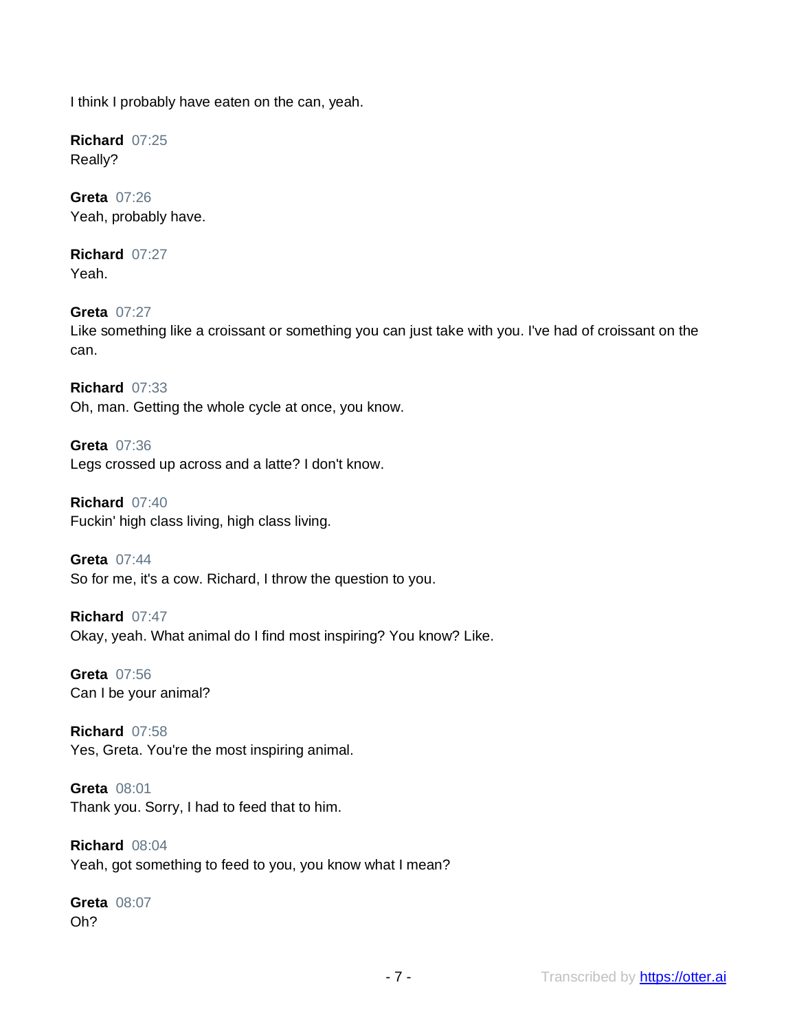I think I probably have eaten on the can, yeah.

**Richard** 07:25
Really?

**Greta** 07:26
Yeah, probably have.

**Richard** 07:27
Yeah.

**Greta** 07:27
Like something like a croissant or something you can just take with you. I've had of croissant on the can.

**Richard** 07:33
Oh, man. Getting the whole cycle at once, you know.

**Greta** 07:36
Legs crossed up across and a latte? I don't know.

**Richard** 07:40
Fuckin' high class living, high class living.

**Greta** 07:44
So for me, it's a cow. Richard, I throw the question to you.

**Richard** 07:47
Okay, yeah. What animal do I find most inspiring? You know? Like.

**Greta** 07:56
Can I be your animal?

**Richard** 07:58
Yes, Greta. You're the most inspiring animal.

**Greta** 08:01
Thank you. Sorry, I had to feed that to him.

**Richard** 08:04
Yeah, got something to feed to you, you know what I mean?

**Greta** 08:07
Oh?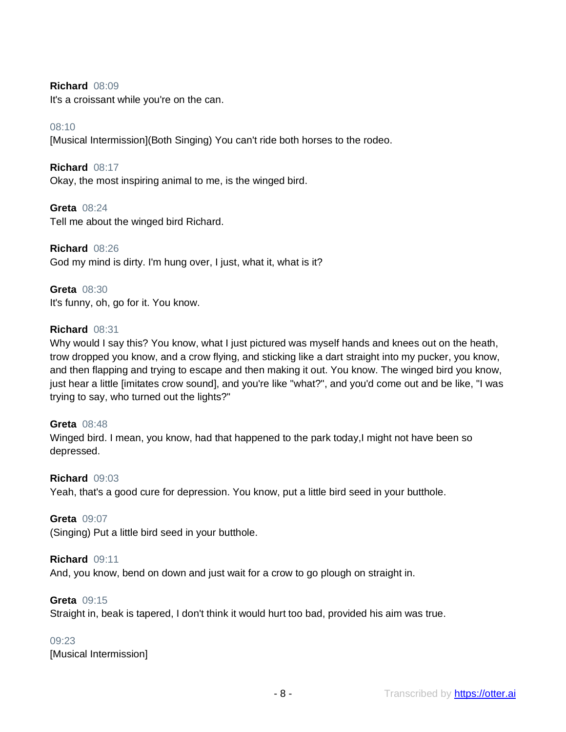**Richard** 08:09
It's a croissant while you're on the can.

08:10
[Musical Intermission](Both Singing) You can't ride both horses to the rodeo.

**Richard** 08:17
Okay, the most inspiring animal to me, is the winged bird.

**Greta** 08:24
Tell me about the winged bird Richard.

**Richard** 08:26
God my mind is dirty. I'm hung over, I just, what it, what is it?

**Greta** 08:30
It's funny, oh, go for it. You know.

**Richard** 08:31
Why would I say this? You know, what I just pictured was myself hands and knees out on the heath, trow dropped you know, and a crow flying, and sticking like a dart straight into my pucker, you know, and then flapping and trying to escape and then making it out. You know. The winged bird you know, just hear a little [imitates crow sound], and you're like "what?", and you'd come out and be like, "I was trying to say, who turned out the lights?"

**Greta** 08:48
Winged bird. I mean, you know, had that happened to the park today,I might not have been so depressed.

**Richard** 09:03
Yeah, that's a good cure for depression. You know, put a little bird seed in your butthole.

**Greta** 09:07
(Singing) Put a little bird seed in your butthole.

**Richard** 09:11
And, you know, bend on down and just wait for a crow to go plough on straight in.

**Greta** 09:15
Straight in, beak is tapered, I don't think it would hurt too bad, provided his aim was true.

09:23
[Musical Intermission]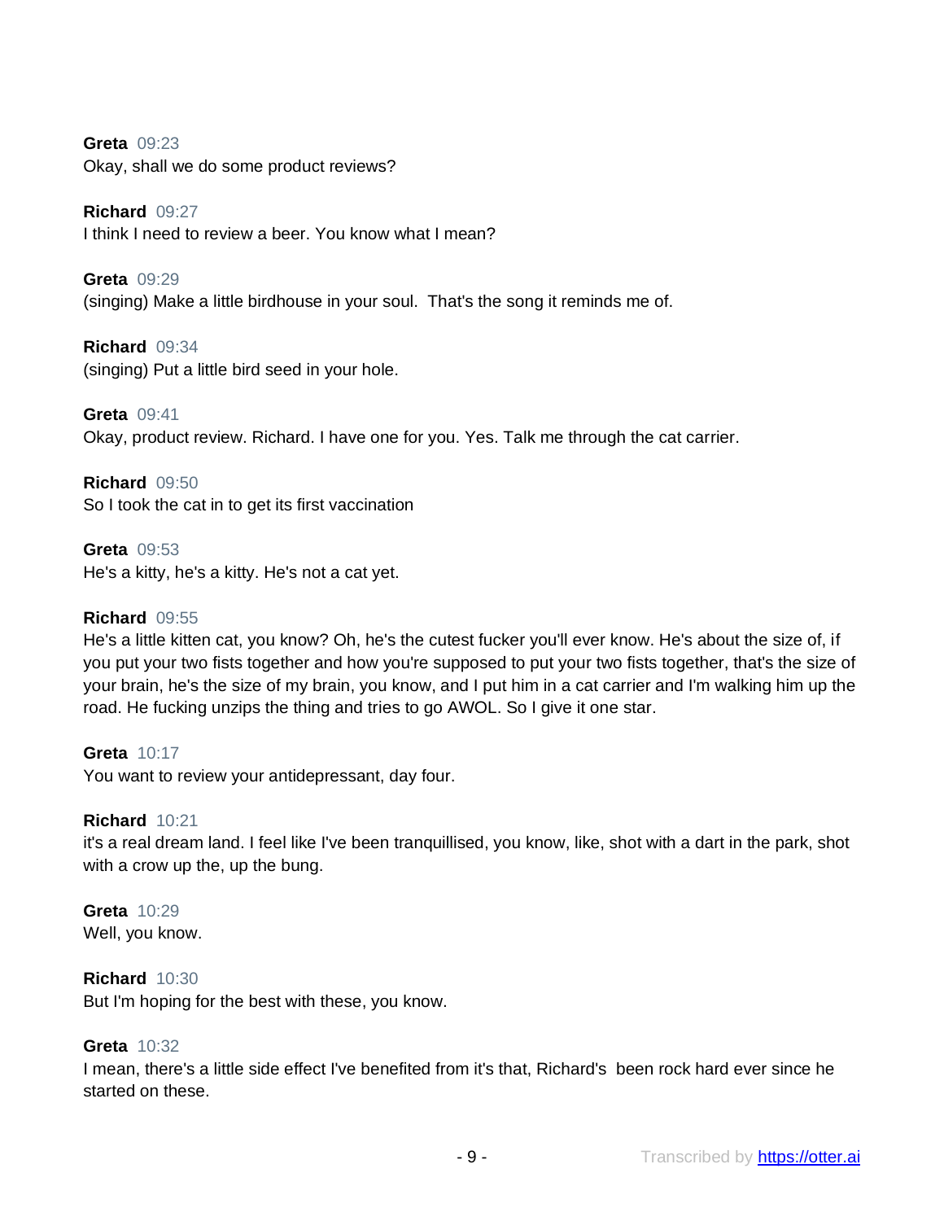**Greta** 09:23
Okay, shall we do some product reviews?

**Richard** 09:27
I think I need to review a beer. You know what I mean?

**Greta** 09:29
(singing) Make a little birdhouse in your soul.  That's the song it reminds me of.

**Richard** 09:34
(singing) Put a little bird seed in your hole.

**Greta** 09:41
Okay, product review. Richard. I have one for you. Yes. Talk me through the cat carrier.

**Richard** 09:50
So I took the cat in to get its first vaccination

**Greta** 09:53
He's a kitty, he's a kitty. He's not a cat yet.

**Richard** 09:55
He's a little kitten cat, you know? Oh, he's the cutest fucker you'll ever know. He's about the size of, if you put your two fists together and how you're supposed to put your two fists together, that's the size of your brain, he's the size of my brain, you know, and I put him in a cat carrier and I'm walking him up the road. He fucking unzips the thing and tries to go AWOL. So I give it one star.

**Greta** 10:17
You want to review your antidepressant, day four.

**Richard** 10:21
it's a real dream land. I feel like I've been tranquillised, you know, like, shot with a dart in the park, shot with a crow up the, up the bung.

**Greta** 10:29
Well, you know.

**Richard** 10:30
But I'm hoping for the best with these, you know.

**Greta** 10:32
I mean, there's a little side effect I've benefited from it's that, Richard's  been rock hard ever since he started on these.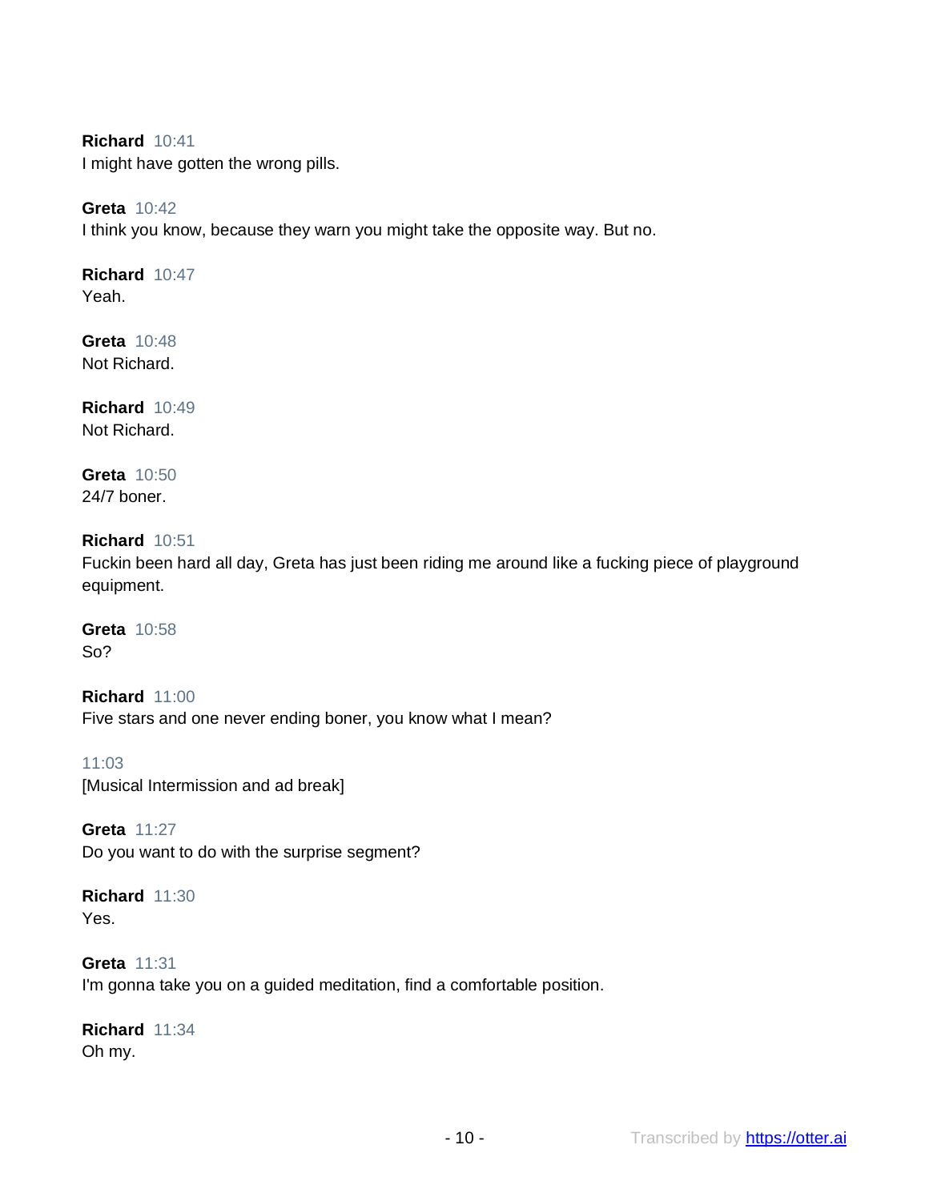**Richard** 10:41
I might have gotten the wrong pills.

**Greta** 10:42
I think you know, because they warn you might take the opposite way. But no.

**Richard** 10:47
Yeah.

**Greta** 10:48
Not Richard.

**Richard** 10:49
Not Richard.

**Greta** 10:50
24/7 boner.

**Richard** 10:51
Fuckin been hard all day, Greta has just been riding me around like a fucking piece of playground equipment.

**Greta** 10:58
So?

**Richard** 11:00
Five stars and one never ending boner, you know what I mean?

11:03
[Musical Intermission and ad break]

**Greta** 11:27
Do you want to do with the surprise segment?

**Richard** 11:30
Yes.

**Greta** 11:31
I'm gonna take you on a guided meditation, find a comfortable position.

**Richard** 11:34
Oh my.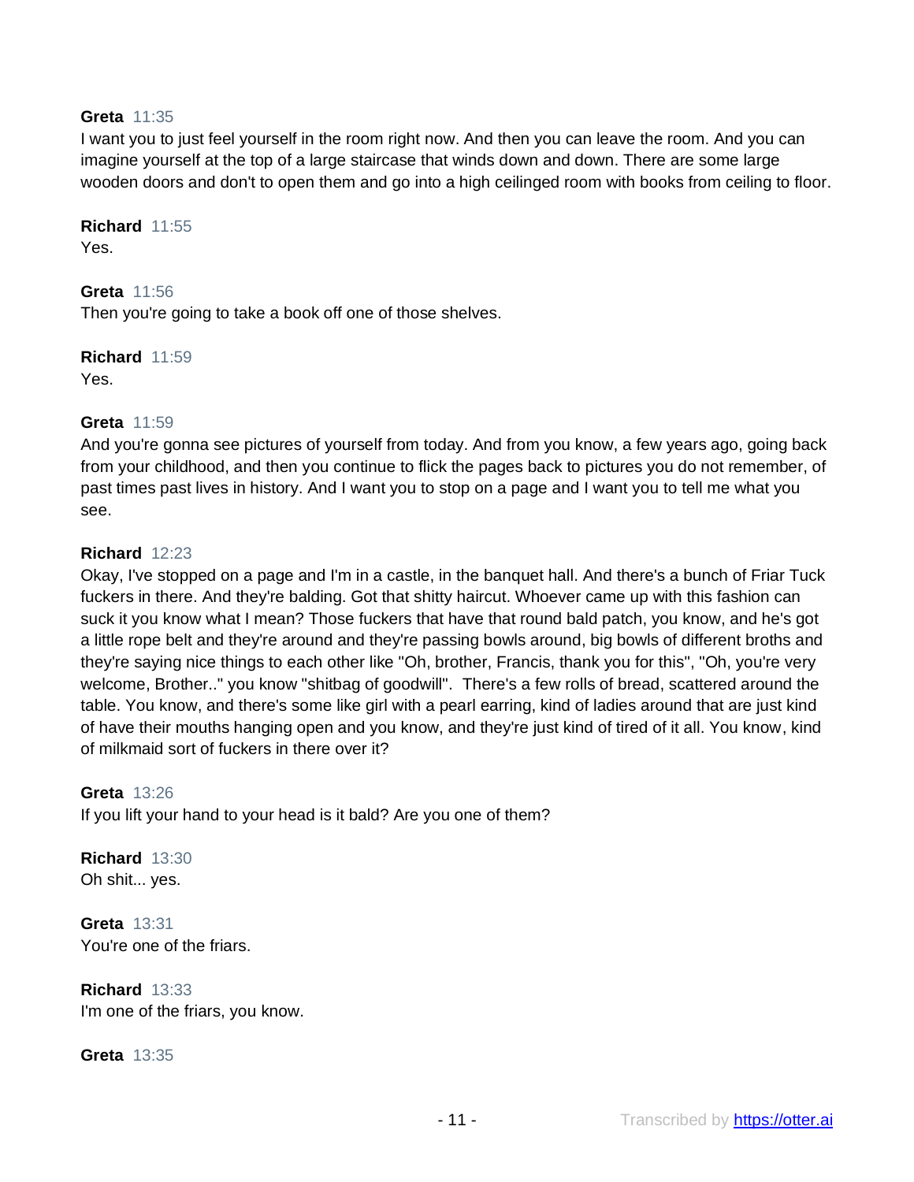**Greta** 11:35
I want you to just feel yourself in the room right now. And then you can leave the room. And you can imagine yourself at the top of a large staircase that winds down and down. There are some large wooden doors and don't to open them and go into a high ceilinged room with books from ceiling to floor.

**Richard** 11:55
Yes.

**Greta** 11:56
Then you're going to take a book off one of those shelves.

**Richard** 11:59
Yes.

**Greta** 11:59
And you're gonna see pictures of yourself from today. And from you know, a few years ago, going back from your childhood, and then you continue to flick the pages back to pictures you do not remember, of past times past lives in history. And I want you to stop on a page and I want you to tell me what you see.

**Richard** 12:23
Okay, I've stopped on a page and I'm in a castle, in the banquet hall. And there's a bunch of Friar Tuck fuckers in there. And they're balding. Got that shitty haircut. Whoever came up with this fashion can suck it you know what I mean? Those fuckers that have that round bald patch, you know, and he's got a little rope belt and they're around and they're passing bowls around, big bowls of different broths and they're saying nice things to each other like "Oh, brother, Francis, thank you for this", "Oh, you're very welcome, Brother.." you know "shitbag of goodwill". There's a few rolls of bread, scattered around the table. You know, and there's some like girl with a pearl earring, kind of ladies around that are just kind of have their mouths hanging open and you know, and they're just kind of tired of it all. You know, kind of milkmaid sort of fuckers in there over it?

**Greta** 13:26
If you lift your hand to your head is it bald? Are you one of them?

**Richard** 13:30
Oh shit... yes.

**Greta** 13:31
You're one of the friars.

**Richard** 13:33
I'm one of the friars, you know.

**Greta** 13:35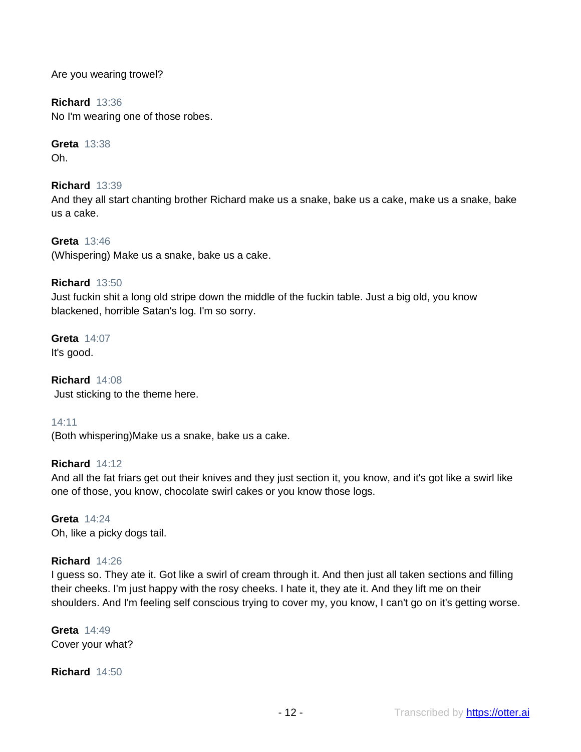Are you wearing trowel?

**Richard** 13:36
No I'm wearing one of those robes.

**Greta** 13:38
Oh.

**Richard** 13:39
And they all start chanting brother Richard make us a snake, bake us a cake, make us a snake, bake us a cake.

**Greta** 13:46
(Whispering) Make us a snake, bake us a cake.

**Richard** 13:50
Just fuckin shit a long old stripe down the middle of the fuckin table. Just a big old, you know blackened, horrible Satan's log. I'm so sorry.

**Greta** 14:07
It's good.

**Richard** 14:08
Just sticking to the theme here.

14:11
(Both whispering)Make us a snake, bake us a cake.

**Richard** 14:12
And all the fat friars get out their knives and they just section it, you know, and it's got like a swirl like one of those, you know, chocolate swirl cakes or you know those logs.

**Greta** 14:24
Oh, like a picky dogs tail.

**Richard** 14:26
I guess so. They ate it. Got like a swirl of cream through it. And then just all taken sections and filling their cheeks. I'm just happy with the rosy cheeks. I hate it, they ate it. And they lift me on their shoulders. And I'm feeling self conscious trying to cover my, you know, I can't go on it's getting worse.

**Greta** 14:49
Cover your what?

**Richard** 14:50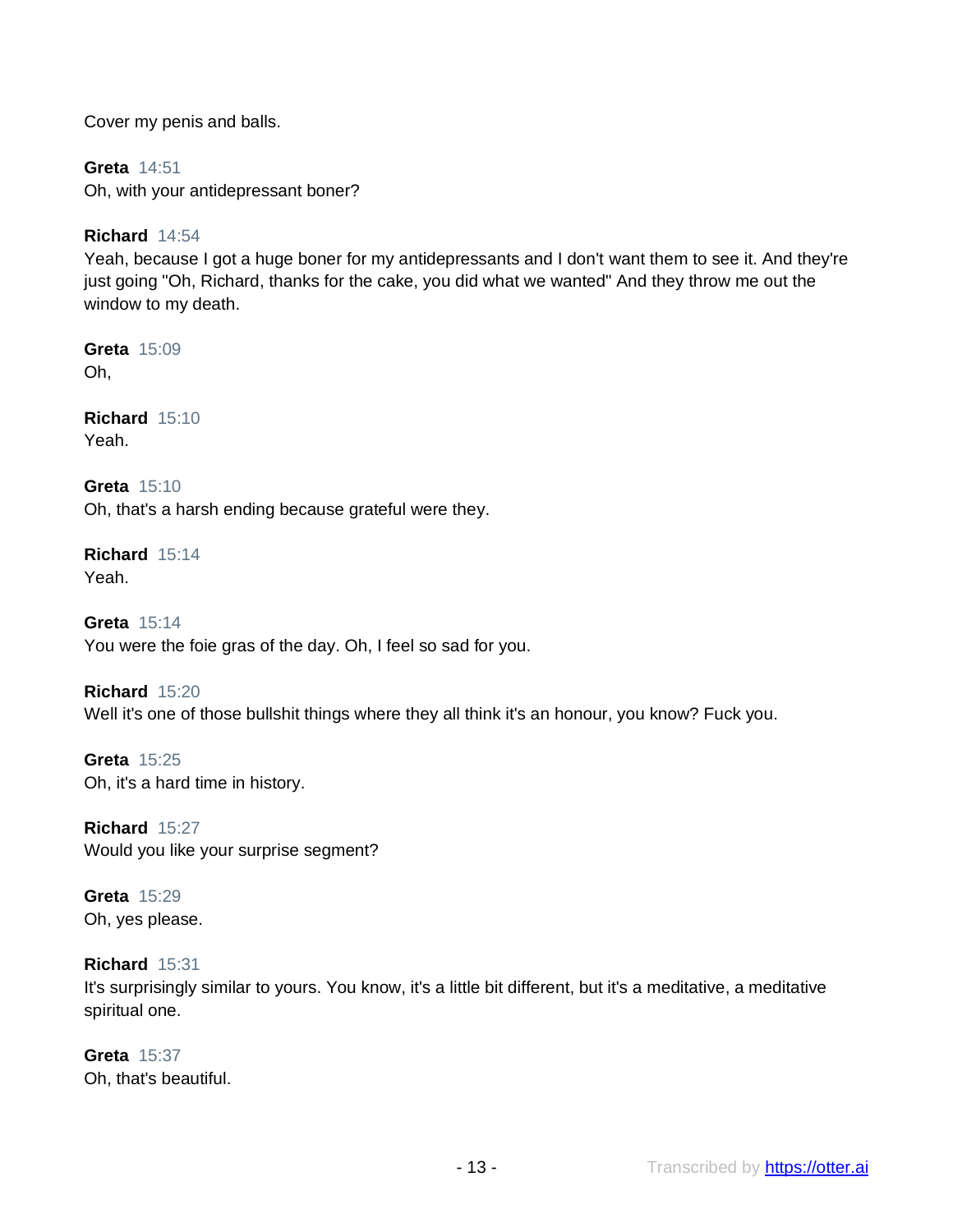Cover my penis and balls.

**Greta** 14:51
Oh, with your antidepressant boner?

**Richard** 14:54
Yeah, because I got a huge boner for my antidepressants and I don't want them to see it. And they're just going "Oh, Richard, thanks for the cake, you did what we wanted" And they throw me out the window to my death.

**Greta** 15:09
Oh,

**Richard** 15:10
Yeah.

**Greta** 15:10
Oh, that's a harsh ending because grateful were they.

**Richard** 15:14
Yeah.

**Greta** 15:14
You were the foie gras of the day. Oh, I feel so sad for you.

**Richard** 15:20
Well it's one of those bullshit things where they all think it's an honour, you know? Fuck you.

**Greta** 15:25
Oh, it's a hard time in history.

**Richard** 15:27
Would you like your surprise segment?

**Greta** 15:29
Oh, yes please.

**Richard** 15:31
It's surprisingly similar to yours. You know, it's a little bit different, but it's a meditative, a meditative spiritual one.

**Greta** 15:37
Oh, that's beautiful.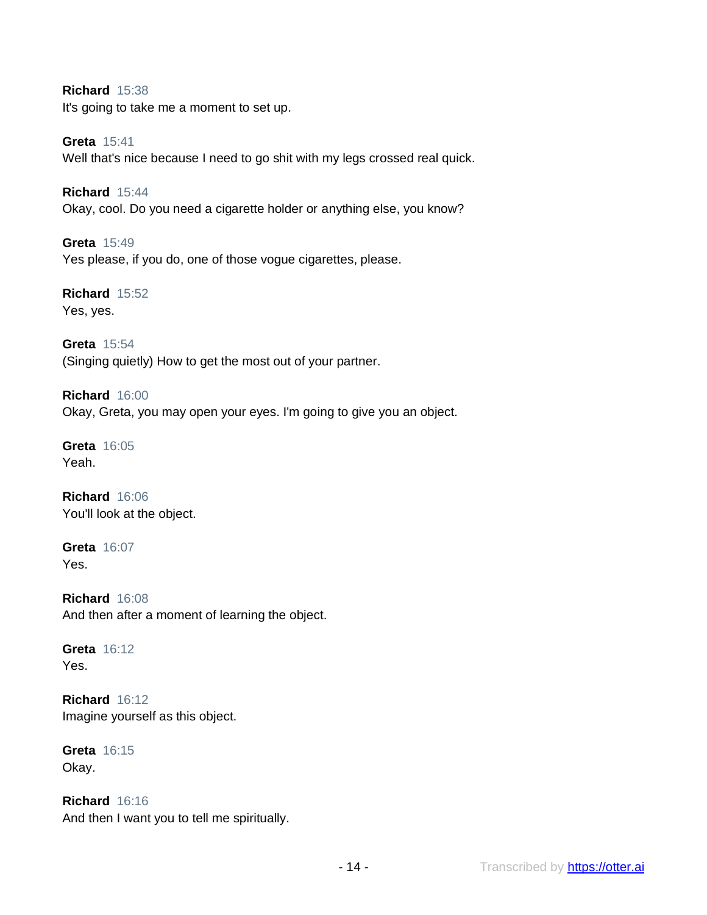**Richard** 15:38
It's going to take me a moment to set up.

**Greta** 15:41
Well that's nice because I need to go shit with my legs crossed real quick.

**Richard** 15:44
Okay, cool. Do you need a cigarette holder or anything else, you know?

**Greta** 15:49
Yes please, if you do, one of those vogue cigarettes, please.

**Richard** 15:52
Yes, yes.

**Greta** 15:54
(Singing quietly) How to get the most out of your partner.

**Richard** 16:00
Okay, Greta, you may open your eyes. I'm going to give you an object.

**Greta** 16:05
Yeah.

**Richard** 16:06
You'll look at the object.

**Greta** 16:07
Yes.

**Richard** 16:08
And then after a moment of learning the object.

**Greta** 16:12
Yes.

**Richard** 16:12
Imagine yourself as this object.

**Greta** 16:15
Okay.

**Richard** 16:16
And then I want you to tell me spiritually.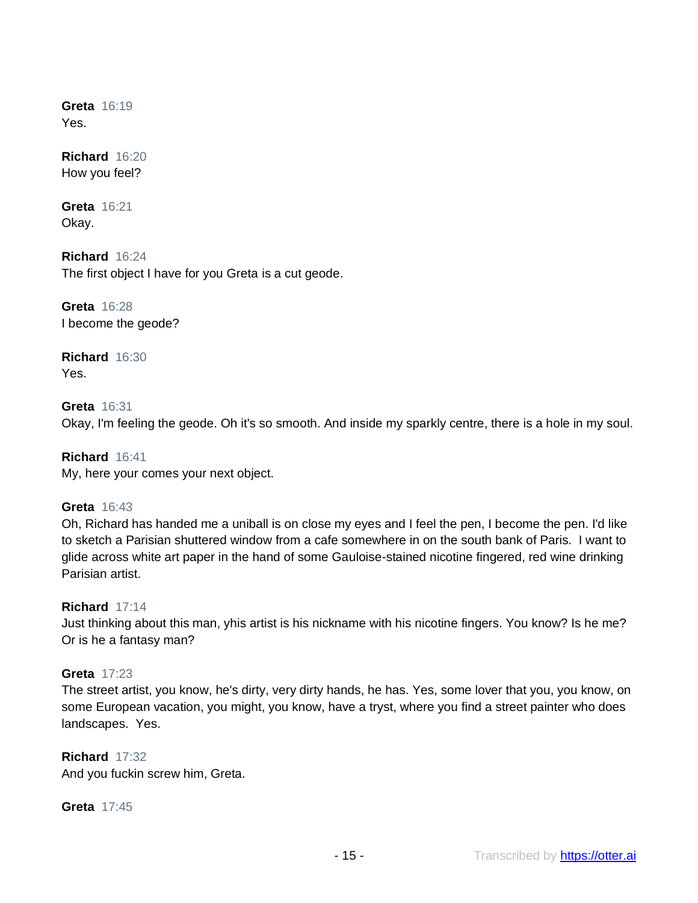**Greta** 16:19
Yes.

**Richard** 16:20
How you feel?

**Greta** 16:21
Okay.

**Richard** 16:24
The first object I have for you Greta is a cut geode.

**Greta** 16:28
I become the geode?

**Richard** 16:30
Yes.

**Greta** 16:31
Okay, I'm feeling the geode. Oh it's so smooth. And inside my sparkly centre, there is a hole in my soul.

**Richard** 16:41
My, here your comes your next object.

**Greta** 16:43
Oh, Richard has handed me a uniball is on close my eyes and I feel the pen, I become the pen. I'd like to sketch a Parisian shuttered window from a cafe somewhere in on the south bank of Paris. I want to glide across white art paper in the hand of some Gauloise-stained nicotine fingered, red wine drinking Parisian artist.

**Richard** 17:14
Just thinking about this man, yhis artist is his nickname with his nicotine fingers. You know? Is he me? Or is he a fantasy man?

**Greta** 17:23
The street artist, you know, he's dirty, very dirty hands, he has. Yes, some lover that you, you know, on some European vacation, you might, you know, have a tryst, where you find a street painter who does landscapes. Yes.

**Richard** 17:32
And you fuckin screw him, Greta.

**Greta** 17:45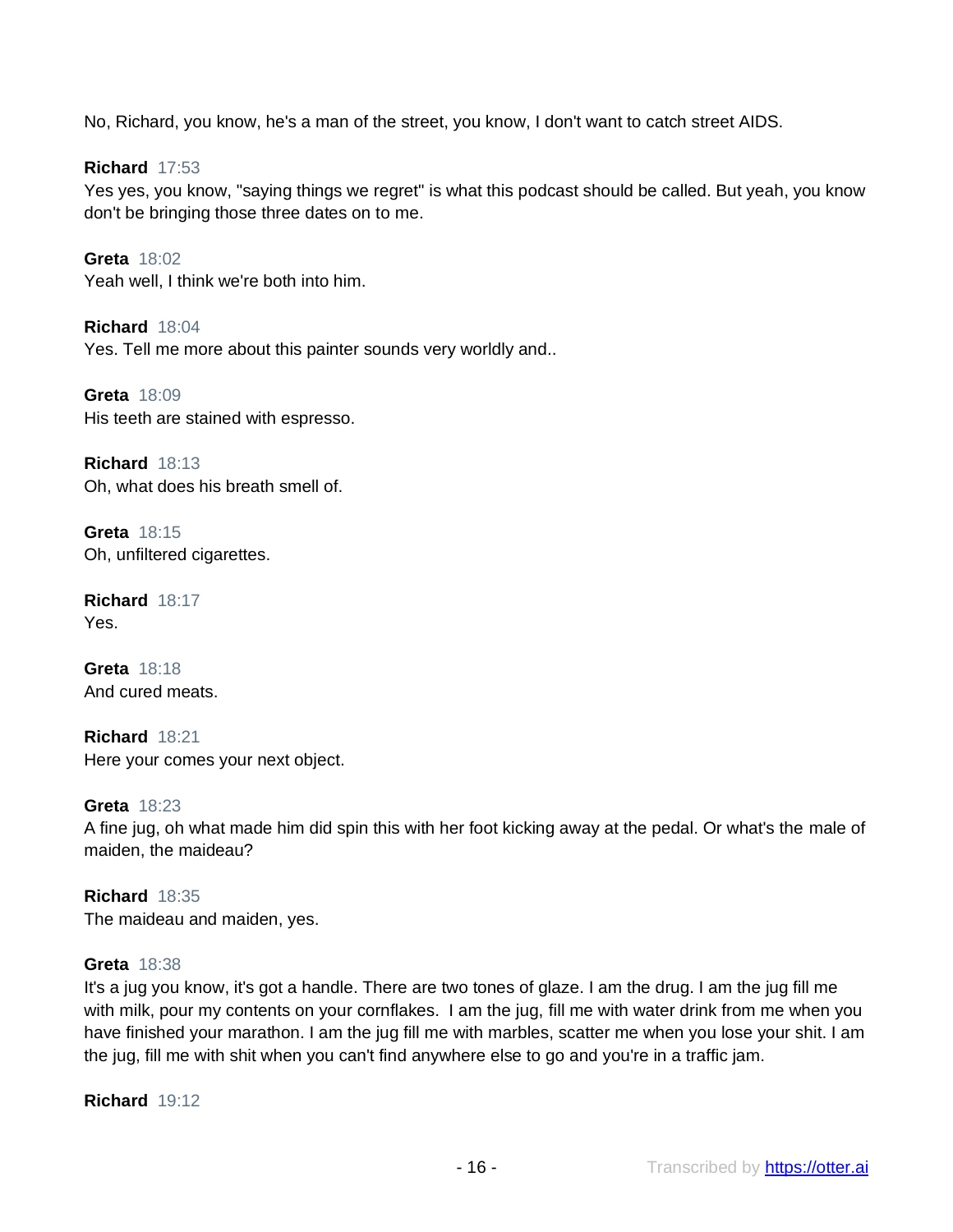No, Richard, you know, he's a man of the street, you know, I don't want to catch street AIDS.

**Richard** 17:53
Yes yes, you know, "saying things we regret" is what this podcast should be called. But yeah, you know don't be bringing those three dates on to me.

**Greta** 18:02
Yeah well, I think we're both into him.

**Richard** 18:04
Yes. Tell me more about this painter sounds very worldly and..

**Greta** 18:09
His teeth are stained with espresso.

**Richard** 18:13
Oh, what does his breath smell of.

**Greta** 18:15
Oh, unfiltered cigarettes.

**Richard** 18:17
Yes.

**Greta** 18:18
And cured meats.

**Richard** 18:21
Here your comes your next object.

**Greta** 18:23
A fine jug, oh what made him did spin this with her foot kicking away at the pedal. Or what's the male of maiden, the maideau?

**Richard** 18:35
The maideau and maiden, yes.

**Greta** 18:38
It's a jug you know, it's got a handle. There are two tones of glaze. I am the drug. I am the jug fill me with milk, pour my contents on your cornflakes. I am the jug, fill me with water drink from me when you have finished your marathon. I am the jug fill me with marbles, scatter me when you lose your shit. I am the jug, fill me with shit when you can't find anywhere else to go and you're in a traffic jam.

**Richard** 19:12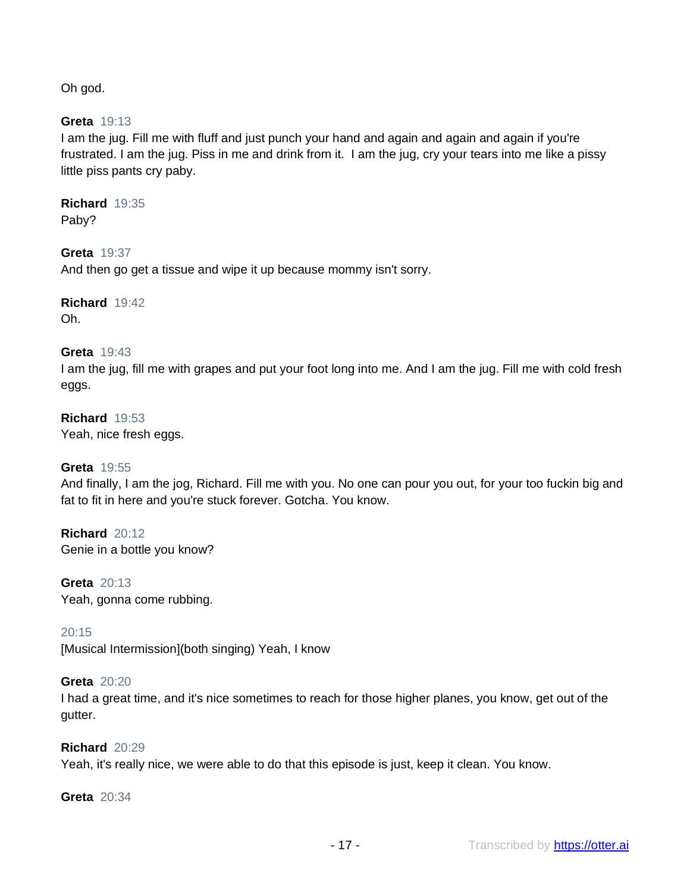Oh god.

**Greta** 19:13
I am the jug. Fill me with fluff and just punch your hand and again and again and again if you're frustrated. I am the jug. Piss in me and drink from it. I am the jug, cry your tears into me like a pissy little piss pants cry paby.

**Richard** 19:35
Paby?

**Greta** 19:37
And then go get a tissue and wipe it up because mommy isn't sorry.

**Richard** 19:42
Oh.

**Greta** 19:43
I am the jug, fill me with grapes and put your foot long into me. And I am the jug. Fill me with cold fresh eggs.

**Richard** 19:53
Yeah, nice fresh eggs.

**Greta** 19:55
And finally, I am the jog, Richard. Fill me with you. No one can pour you out, for your too fuckin big and fat to fit in here and you're stuck forever. Gotcha. You know.

**Richard** 20:12
Genie in a bottle you know?

**Greta** 20:13
Yeah, gonna come rubbing.

20:15
[Musical Intermission](both singing) Yeah, I know

**Greta** 20:20
I had a great time, and it's nice sometimes to reach for those higher planes, you know, get out of the gutter.

**Richard** 20:29
Yeah, it's really nice, we were able to do that this episode is just, keep it clean. You know.

**Greta** 20:34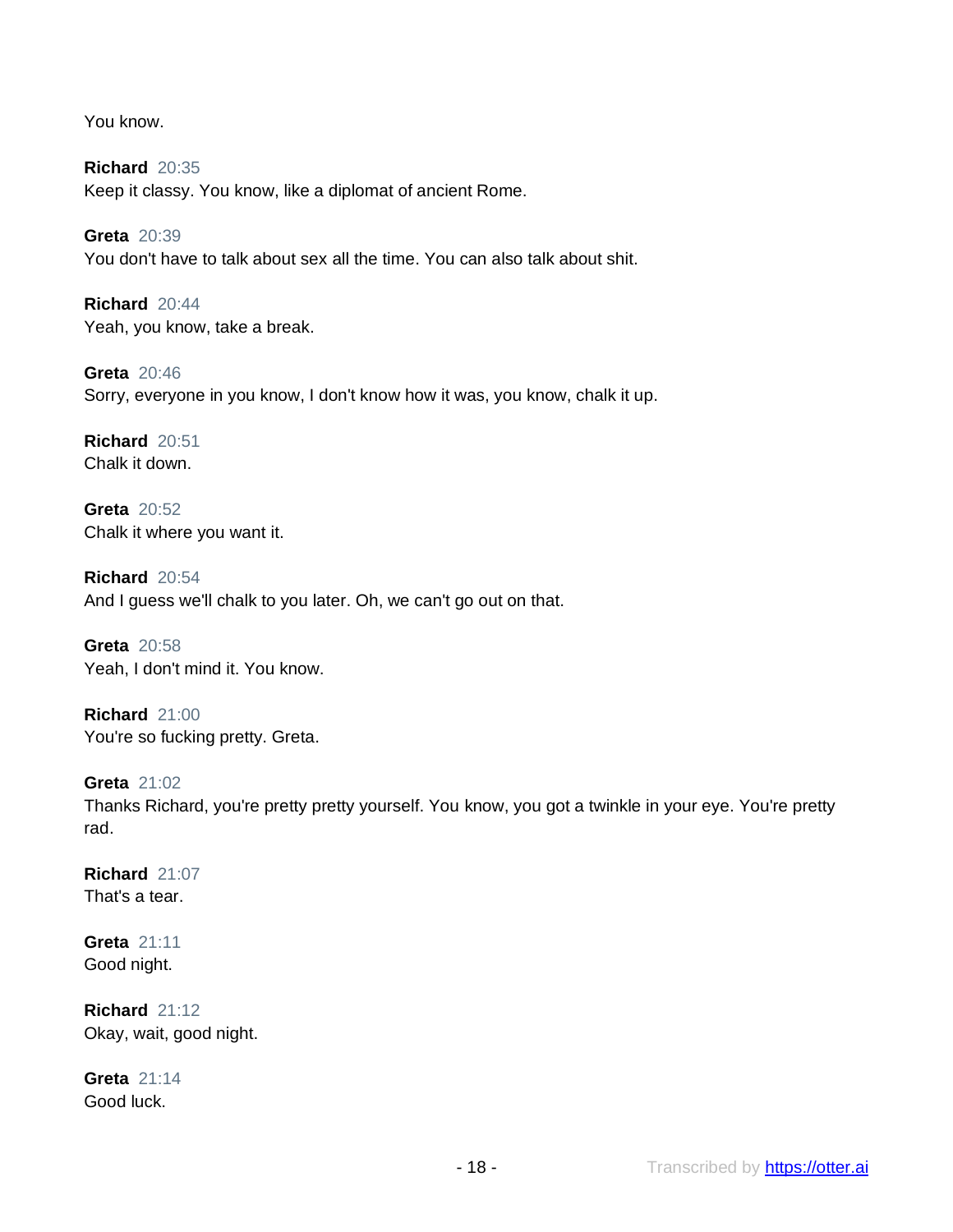You know.

**Richard** 20:35
Keep it classy. You know, like a diplomat of ancient Rome.

**Greta** 20:39
You don't have to talk about sex all the time. You can also talk about shit.

**Richard** 20:44
Yeah, you know, take a break.

**Greta** 20:46
Sorry, everyone in you know, I don't know how it was, you know, chalk it up.

**Richard** 20:51
Chalk it down.

**Greta** 20:52
Chalk it where you want it.

**Richard** 20:54
And I guess we'll chalk to you later. Oh, we can't go out on that.

**Greta** 20:58
Yeah, I don't mind it. You know.

**Richard** 21:00
You're so fucking pretty. Greta.

**Greta** 21:02
Thanks Richard, you're pretty pretty yourself. You know, you got a twinkle in your eye. You're pretty rad.

**Richard** 21:07
That's a tear.

**Greta** 21:11
Good night.

**Richard** 21:12
Okay, wait, good night.

**Greta** 21:14
Good luck.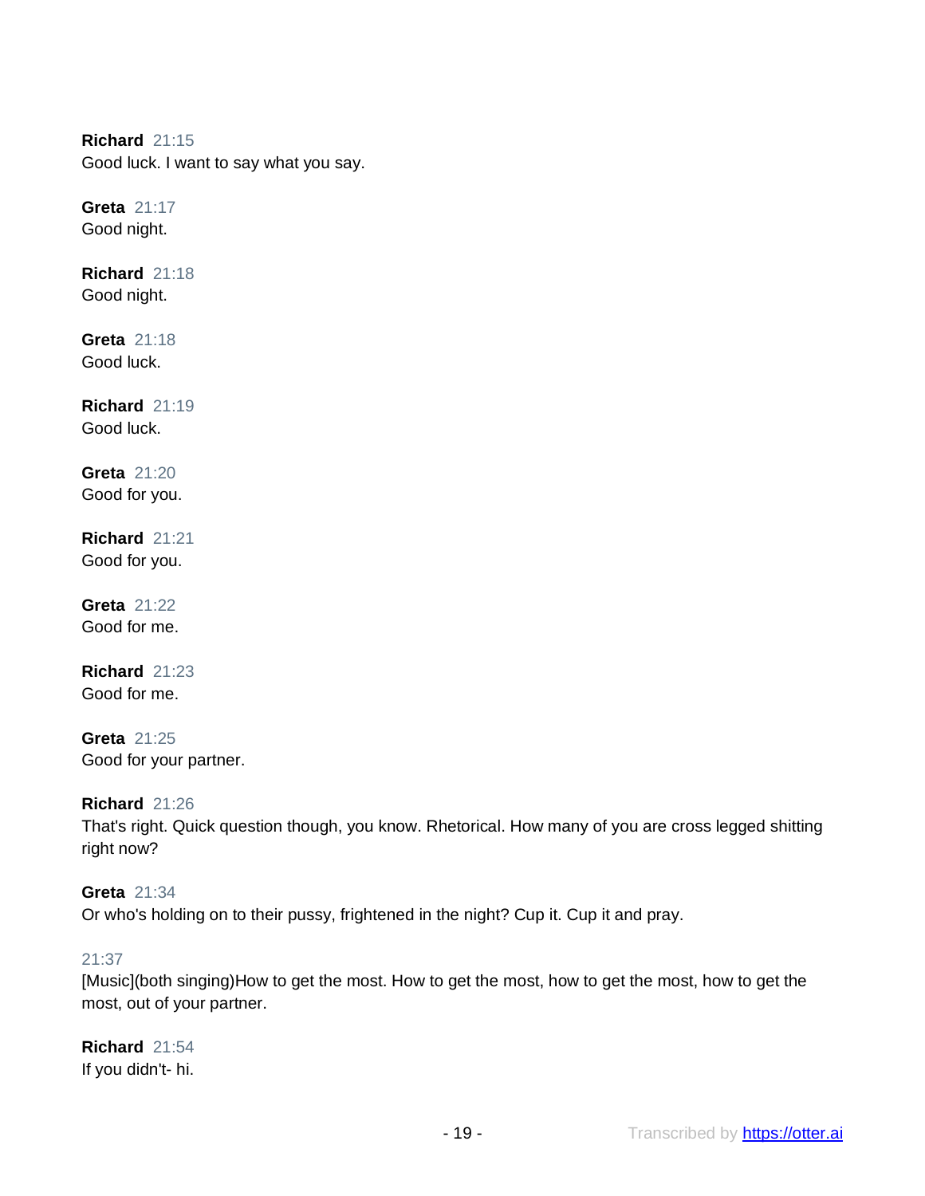**Richard** 21:15
Good luck. I want to say what you say.

**Greta** 21:17
Good night.

**Richard** 21:18
Good night.

**Greta** 21:18
Good luck.

**Richard** 21:19
Good luck.

**Greta** 21:20
Good for you.

**Richard** 21:21
Good for you.

**Greta** 21:22
Good for me.

**Richard** 21:23
Good for me.

**Greta** 21:25
Good for your partner.

**Richard** 21:26
That's right. Quick question though, you know. Rhetorical. How many of you are cross legged shitting right now?

**Greta** 21:34
Or who's holding on to their pussy, frightened in the night? Cup it. Cup it and pray.

21:37
[Music](both singing)How to get the most. How to get the most, how to get the most, how to get the most, out of your partner.

**Richard** 21:54
If you didn't- hi.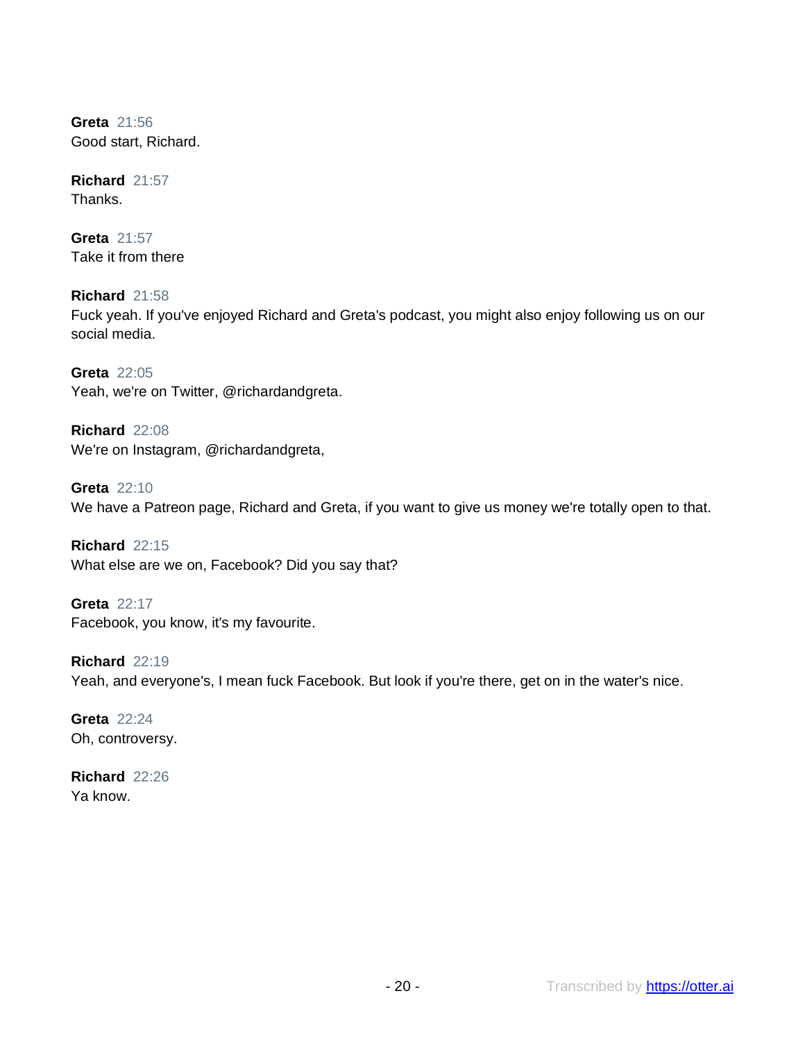**Greta** 21:56
Good start, Richard.

**Richard** 21:57
Thanks.

**Greta** 21:57
Take it from there

**Richard** 21:58
Fuck yeah. If you've enjoyed Richard and Greta's podcast, you might also enjoy following us on our social media.

**Greta** 22:05
Yeah, we're on Twitter, @richardandgreta.

**Richard** 22:08
We're on Instagram, @richardandgreta,

**Greta** 22:10
We have a Patreon page, Richard and Greta, if you want to give us money we're totally open to that.

**Richard** 22:15
What else are we on, Facebook? Did you say that?

**Greta** 22:17
Facebook, you know, it's my favourite.

**Richard** 22:19
Yeah, and everyone's, I mean fuck Facebook. But look if you're there, get on in the water's nice.

**Greta** 22:24
Oh, controversy.

**Richard** 22:26
Ya know.